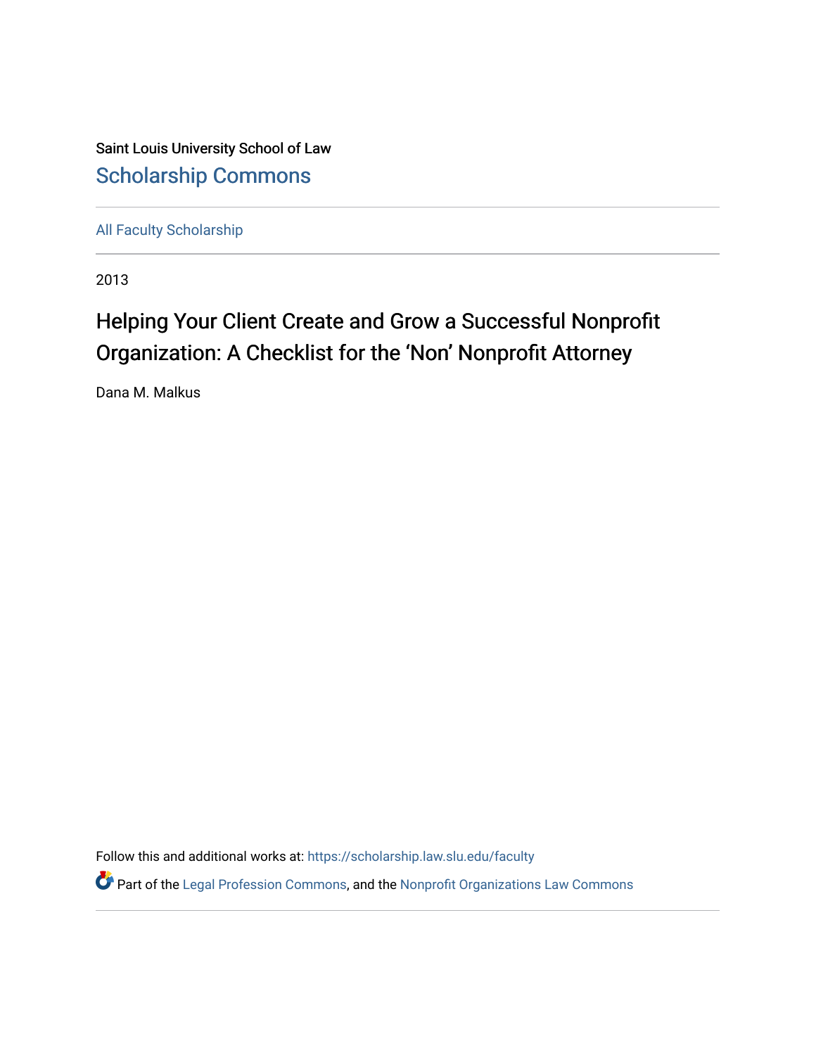Saint Louis University School of Law

Scholarship Commons

All Faculty Scholarship

2013

# Helping Your Client Create and Grow a Successful Nonprofit Organization: A Checklist for the 'Non' Nonprofit Attorney

Dana M. Malkus

Follow this and additional works at: https://scholarship.law.slu.edu/faculty

Part of the Legal Profession Commons, and the Nonprofit Organizations Law Commons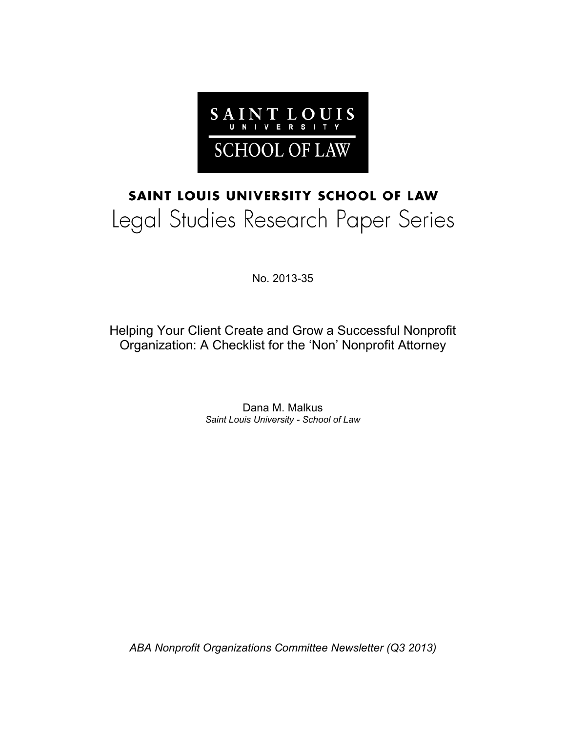SAINT LOUIS UNIVERSITY

SCHOOL OF LAW

# SAINT LOUIS UNIVERSITY SCHOOL OF LAW
## Legal Studies Research Paper Series

No. 2013-35

Helping Your Client Create and Grow a Successful Nonprofit Organization: A Checklist for the 'Non' Nonprofit Attorney

Dana M. Malkus
*Saint Louis University - School of Law*

*ABA Nonprofit Organizations Committee Newsletter (Q3 2013)*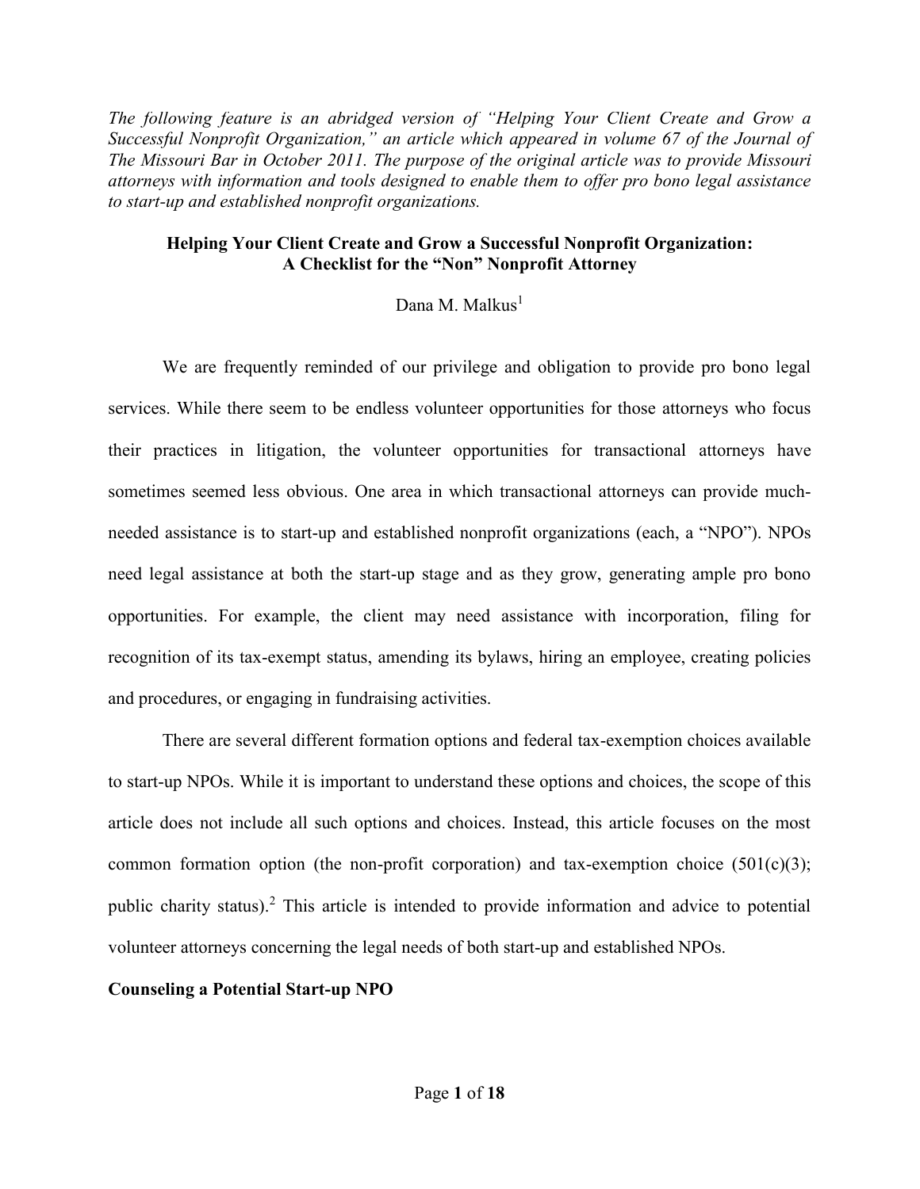*The following feature is an abridged version of "Helping Your Client Create and Grow a Successful Nonprofit Organization," an article which appeared in volume 67 of the Journal of The Missouri Bar in October 2011. The purpose of the original article was to provide Missouri attorneys with information and tools designed to enable them to offer pro bono legal assistance to start-up and established nonprofit organizations.*

# Helping Your Client Create and Grow a Successful Nonprofit Organization: A Checklist for the "Non" Nonprofit Attorney

Dana M. Malkus[1]

We are frequently reminded of our privilege and obligation to provide pro bono legal services. While there seem to be endless volunteer opportunities for those attorneys who focus their practices in litigation, the volunteer opportunities for transactional attorneys have sometimes seemed less obvious. One area in which transactional attorneys can provide much-needed assistance is to start-up and established nonprofit organizations (each, a "NPO"). NPOs need legal assistance at both the start-up stage and as they grow, generating ample pro bono opportunities. For example, the client may need assistance with incorporation, filing for recognition of its tax-exempt status, amending its bylaws, hiring an employee, creating policies and procedures, or engaging in fundraising activities.

There are several different formation options and federal tax-exemption choices available to start-up NPOs. While it is important to understand these options and choices, the scope of this article does not include all such options and choices. Instead, this article focuses on the most common formation option (the non-profit corporation) and tax-exemption choice (501(c)(3); public charity status).[2] This article is intended to provide information and advice to potential volunteer attorneys concerning the legal needs of both start-up and established NPOs.

## Counseling a Potential Start-up NPO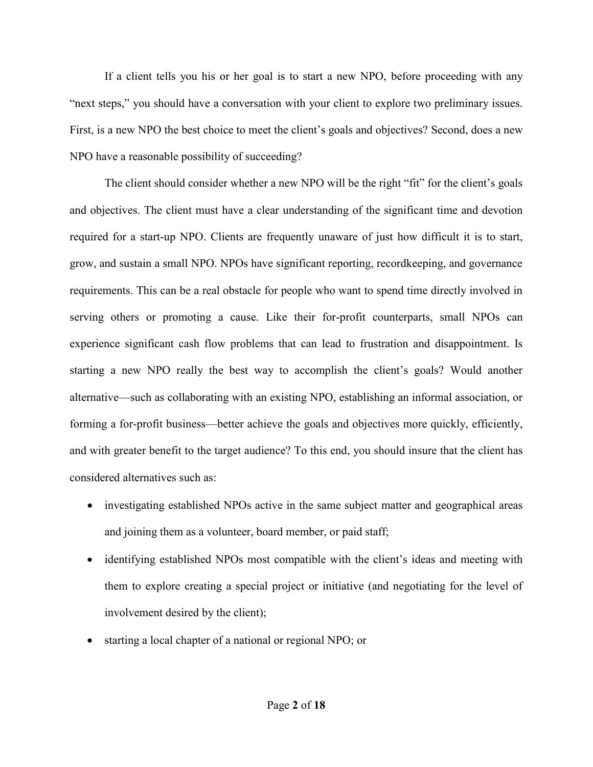If a client tells you his or her goal is to start a new NPO, before proceeding with any "next steps," you should have a conversation with your client to explore two preliminary issues. First, is a new NPO the best choice to meet the client's goals and objectives? Second, does a new NPO have a reasonable possibility of succeeding?

The client should consider whether a new NPO will be the right "fit" for the client's goals and objectives. The client must have a clear understanding of the significant time and devotion required for a start-up NPO. Clients are frequently unaware of just how difficult it is to start, grow, and sustain a small NPO. NPOs have significant reporting, recordkeeping, and governance requirements. This can be a real obstacle for people who want to spend time directly involved in serving others or promoting a cause. Like their for-profit counterparts, small NPOs can experience significant cash flow problems that can lead to frustration and disappointment. Is starting a new NPO really the best way to accomplish the client's goals? Would another alternative—such as collaborating with an existing NPO, establishing an informal association, or forming a for-profit business—better achieve the goals and objectives more quickly, efficiently, and with greater benefit to the target audience? To this end, you should insure that the client has considered alternatives such as:

- investigating established NPOs active in the same subject matter and geographical areas and joining them as a volunteer, board member, or paid staff;
- identifying established NPOs most compatible with the client's ideas and meeting with them to explore creating a special project or initiative (and negotiating for the level of involvement desired by the client);
- starting a local chapter of a national or regional NPO; or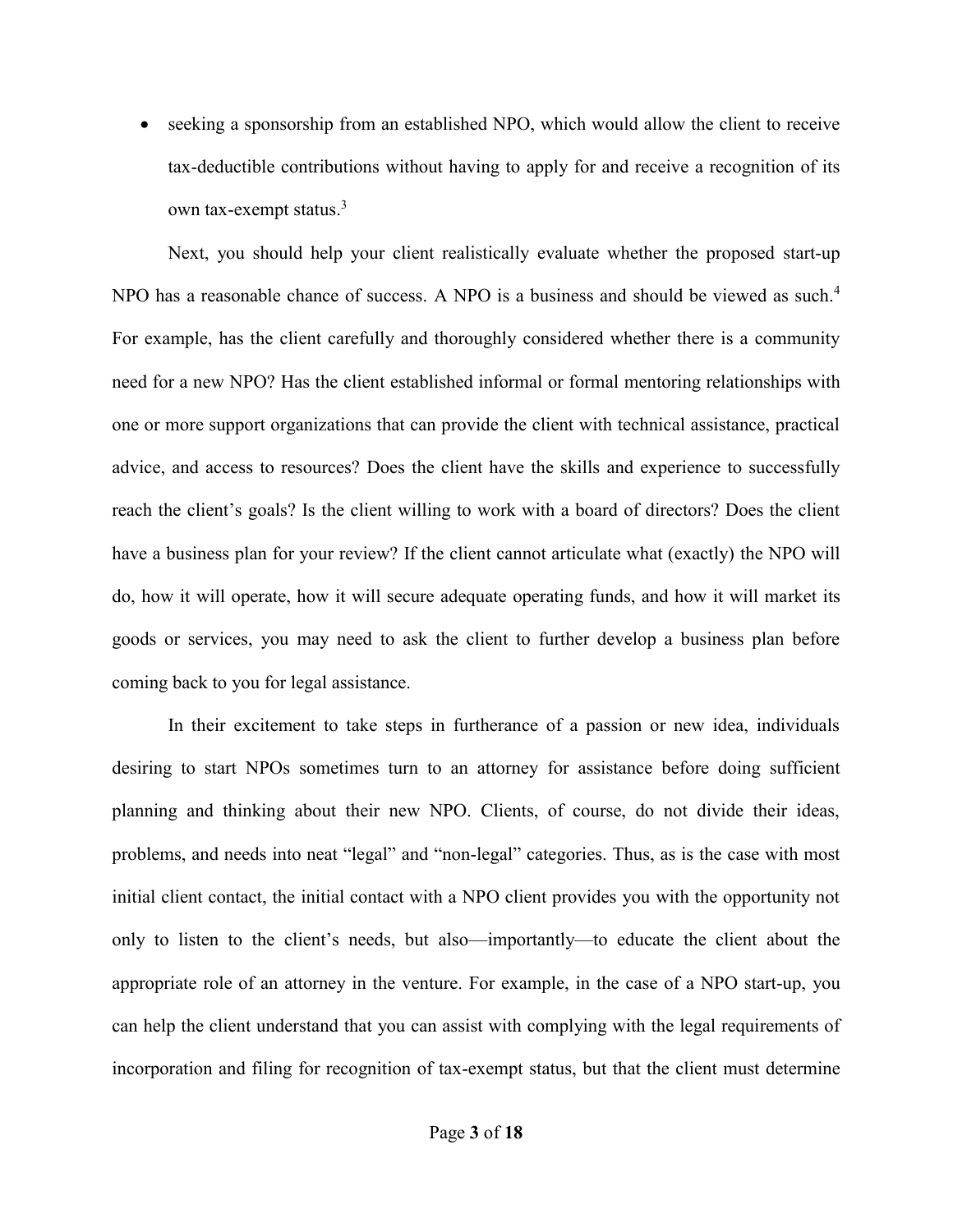- seeking a sponsorship from an established NPO, which would allow the client to receive tax-deductible contributions without having to apply for and receive a recognition of its own tax-exempt status.[3]

Next, you should help your client realistically evaluate whether the proposed start-up NPO has a reasonable chance of success. A NPO is a business and should be viewed as such.[4] For example, has the client carefully and thoroughly considered whether there is a community need for a new NPO? Has the client established informal or formal mentoring relationships with one or more support organizations that can provide the client with technical assistance, practical advice, and access to resources? Does the client have the skills and experience to successfully reach the client's goals? Is the client willing to work with a board of directors? Does the client have a business plan for your review? If the client cannot articulate what (exactly) the NPO will do, how it will operate, how it will secure adequate operating funds, and how it will market its goods or services, you may need to ask the client to further develop a business plan before coming back to you for legal assistance.

In their excitement to take steps in furtherance of a passion or new idea, individuals desiring to start NPOs sometimes turn to an attorney for assistance before doing sufficient planning and thinking about their new NPO. Clients, of course, do not divide their ideas, problems, and needs into neat "legal" and "non-legal" categories. Thus, as is the case with most initial client contact, the initial contact with a NPO client provides you with the opportunity not only to listen to the client's needs, but also—importantly—to educate the client about the appropriate role of an attorney in the venture. For example, in the case of a NPO start-up, you can help the client understand that you can assist with complying with the legal requirements of incorporation and filing for recognition of tax-exempt status, but that the client must determine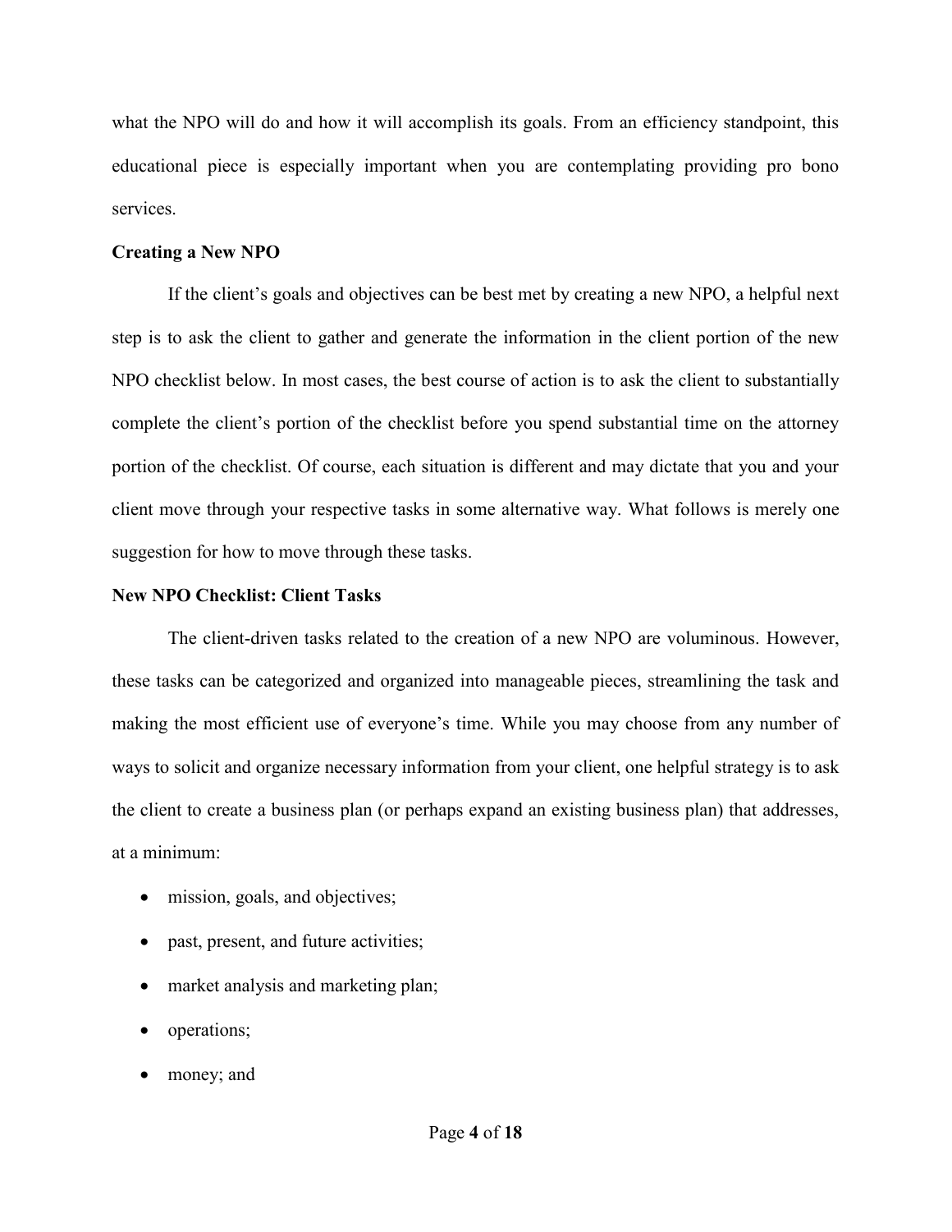what the NPO will do and how it will accomplish its goals. From an efficiency standpoint, this educational piece is especially important when you are contemplating providing pro bono services.

**Creating a New NPO**

If the client's goals and objectives can be best met by creating a new NPO, a helpful next step is to ask the client to gather and generate the information in the client portion of the new NPO checklist below. In most cases, the best course of action is to ask the client to substantially complete the client's portion of the checklist before you spend substantial time on the attorney portion of the checklist. Of course, each situation is different and may dictate that you and your client move through your respective tasks in some alternative way. What follows is merely one suggestion for how to move through these tasks.

**New NPO Checklist: Client Tasks**

The client-driven tasks related to the creation of a new NPO are voluminous. However, these tasks can be categorized and organized into manageable pieces, streamlining the task and making the most efficient use of everyone's time. While you may choose from any number of ways to solicit and organize necessary information from your client, one helpful strategy is to ask the client to create a business plan (or perhaps expand an existing business plan) that addresses, at a minimum:

- mission, goals, and objectives;
- past, present, and future activities;
- market analysis and marketing plan;
- operations;
- money; and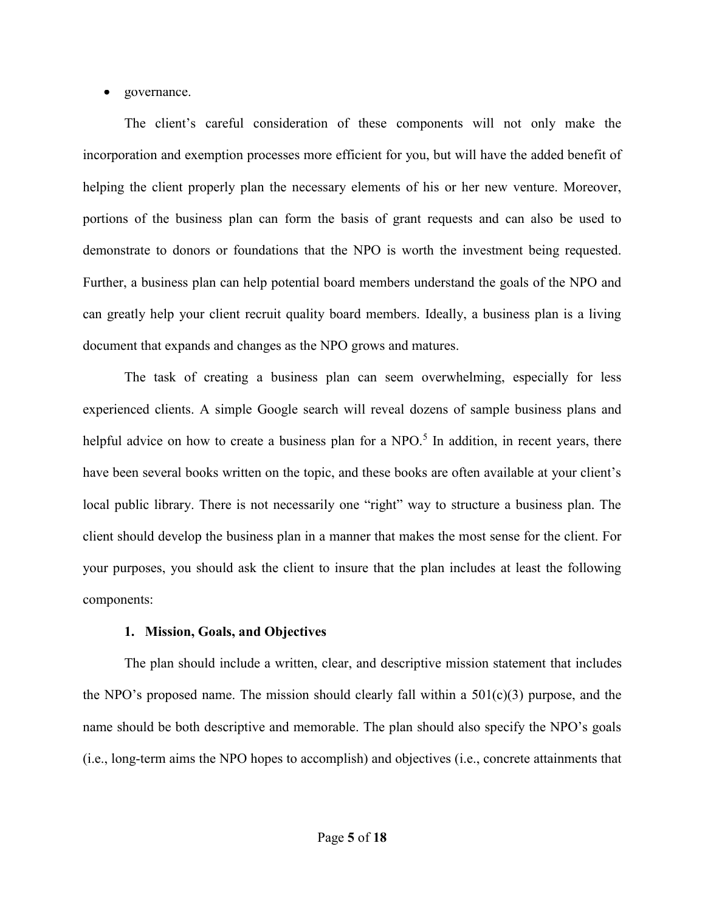- governance.

The client's careful consideration of these components will not only make the incorporation and exemption processes more efficient for you, but will have the added benefit of helping the client properly plan the necessary elements of his or her new venture. Moreover, portions of the business plan can form the basis of grant requests and can also be used to demonstrate to donors or foundations that the NPO is worth the investment being requested. Further, a business plan can help potential board members understand the goals of the NPO and can greatly help your client recruit quality board members. Ideally, a business plan is a living document that expands and changes as the NPO grows and matures.

The task of creating a business plan can seem overwhelming, especially for less experienced clients. A simple Google search will reveal dozens of sample business plans and helpful advice on how to create a business plan for a NPO.[5] In addition, in recent years, there have been several books written on the topic, and these books are often available at your client's local public library. There is not necessarily one "right" way to structure a business plan. The client should develop the business plan in a manner that makes the most sense for the client. For your purposes, you should ask the client to insure that the plan includes at least the following components:

**1. Mission, Goals, and Objectives**

The plan should include a written, clear, and descriptive mission statement that includes the NPO's proposed name. The mission should clearly fall within a 501(c)(3) purpose, and the name should be both descriptive and memorable. The plan should also specify the NPO's goals (i.e., long-term aims the NPO hopes to accomplish) and objectives (i.e., concrete attainments that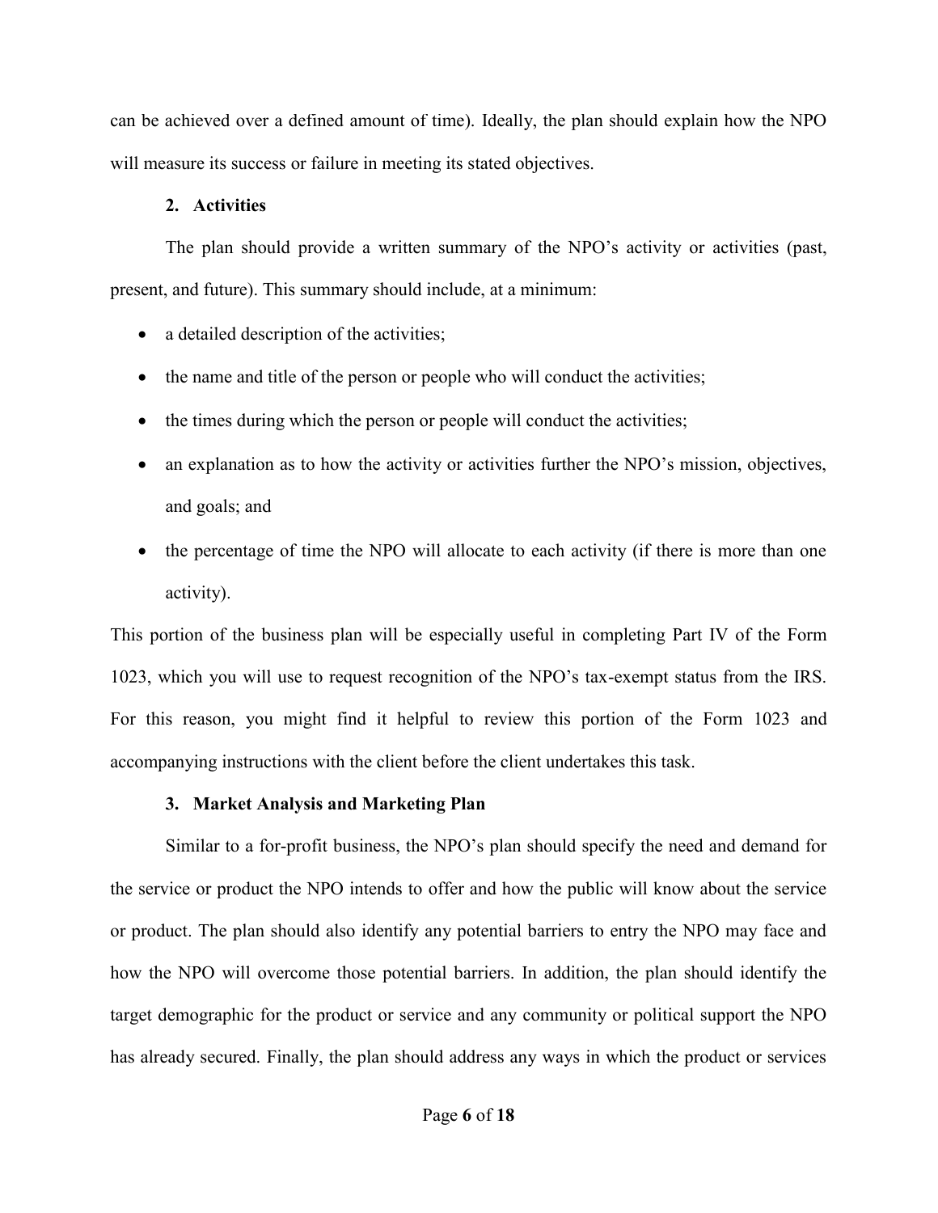can be achieved over a defined amount of time). Ideally, the plan should explain how the NPO will measure its success or failure in meeting its stated objectives.

### 2. Activities

The plan should provide a written summary of the NPO's activity or activities (past, present, and future). This summary should include, at a minimum:

- a detailed description of the activities;
- the name and title of the person or people who will conduct the activities;
- the times during which the person or people will conduct the activities;
- an explanation as to how the activity or activities further the NPO's mission, objectives, and goals; and
- the percentage of time the NPO will allocate to each activity (if there is more than one activity).

This portion of the business plan will be especially useful in completing Part IV of the Form 1023, which you will use to request recognition of the NPO's tax-exempt status from the IRS. For this reason, you might find it helpful to review this portion of the Form 1023 and accompanying instructions with the client before the client undertakes this task.

### 3. Market Analysis and Marketing Plan

Similar to a for-profit business, the NPO's plan should specify the need and demand for the service or product the NPO intends to offer and how the public will know about the service or product. The plan should also identify any potential barriers to entry the NPO may face and how the NPO will overcome those potential barriers. In addition, the plan should identify the target demographic for the product or service and any community or political support the NPO has already secured. Finally, the plan should address any ways in which the product or services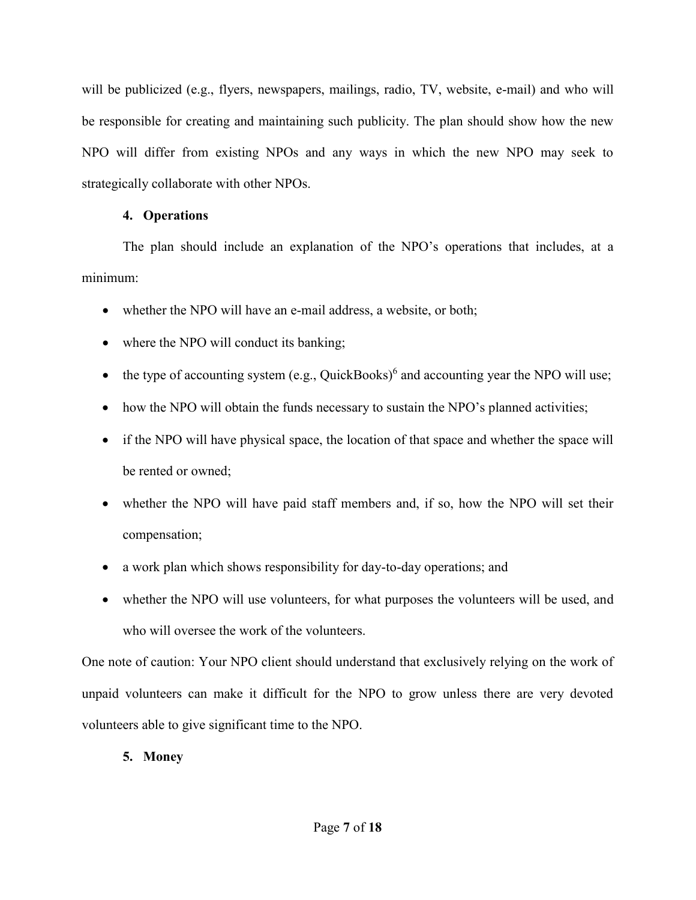will be publicized (e.g., flyers, newspapers, mailings, radio, TV, website, e-mail) and who will be responsible for creating and maintaining such publicity. The plan should show how the new NPO will differ from existing NPOs and any ways in which the new NPO may seek to strategically collaborate with other NPOs.

#### 4. Operations

The plan should include an explanation of the NPO's operations that includes, at a minimum:

- whether the NPO will have an e-mail address, a website, or both;
- where the NPO will conduct its banking;
- the type of accounting system (e.g., QuickBooks)[6] and accounting year the NPO will use;
- how the NPO will obtain the funds necessary to sustain the NPO's planned activities;
- if the NPO will have physical space, the location of that space and whether the space will be rented or owned;
- whether the NPO will have paid staff members and, if so, how the NPO will set their compensation;
- a work plan which shows responsibility for day-to-day operations; and
- whether the NPO will use volunteers, for what purposes the volunteers will be used, and who will oversee the work of the volunteers.

One note of caution: Your NPO client should understand that exclusively relying on the work of unpaid volunteers can make it difficult for the NPO to grow unless there are very devoted volunteers able to give significant time to the NPO.

#### 5. Money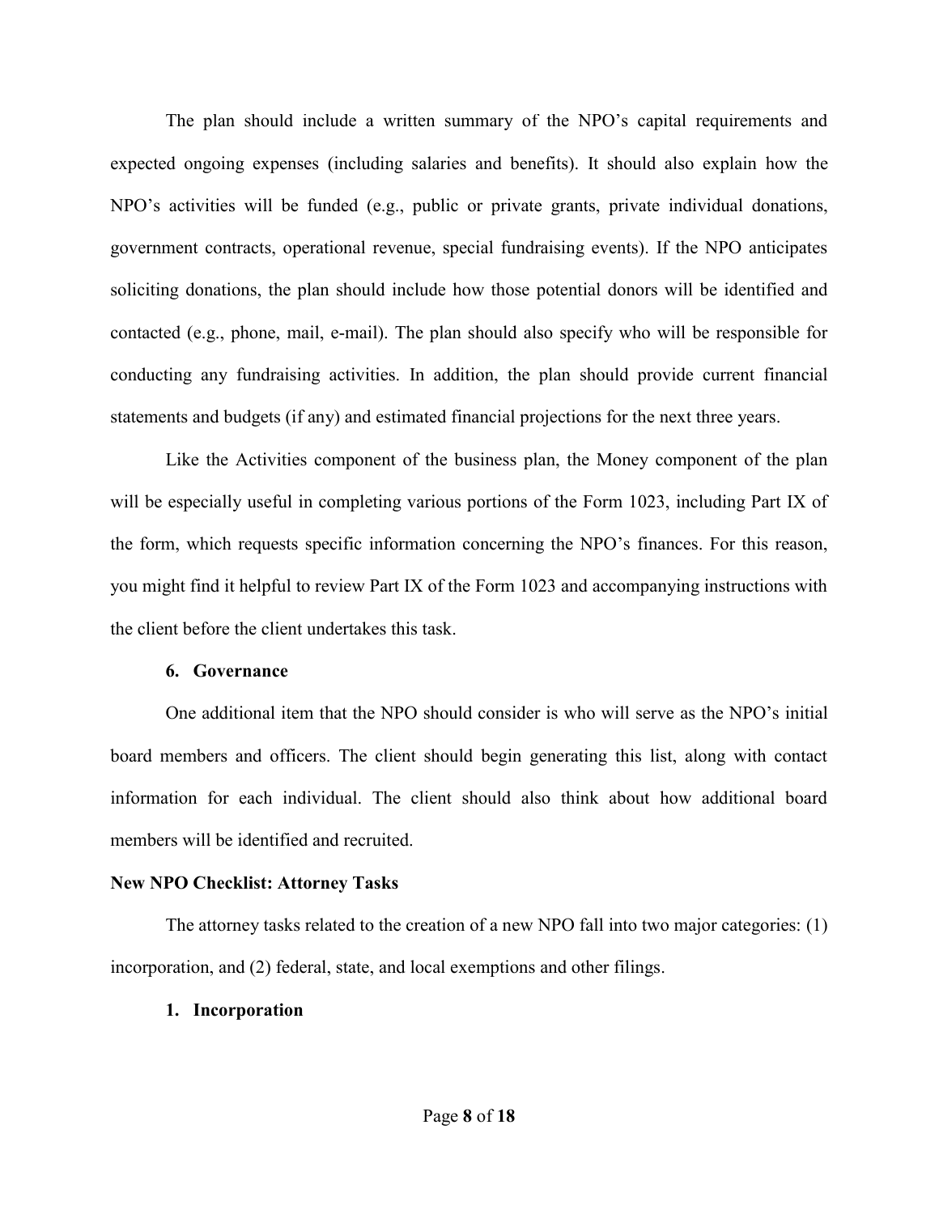The plan should include a written summary of the NPO's capital requirements and expected ongoing expenses (including salaries and benefits). It should also explain how the NPO's activities will be funded (e.g., public or private grants, private individual donations, government contracts, operational revenue, special fundraising events). If the NPO anticipates soliciting donations, the plan should include how those potential donors will be identified and contacted (e.g., phone, mail, e-mail). The plan should also specify who will be responsible for conducting any fundraising activities. In addition, the plan should provide current financial statements and budgets (if any) and estimated financial projections for the next three years.

Like the Activities component of the business plan, the Money component of the plan will be especially useful in completing various portions of the Form 1023, including Part IX of the form, which requests specific information concerning the NPO's finances. For this reason, you might find it helpful to review Part IX of the Form 1023 and accompanying instructions with the client before the client undertakes this task.

### 6. Governance

One additional item that the NPO should consider is who will serve as the NPO's initial board members and officers. The client should begin generating this list, along with contact information for each individual. The client should also think about how additional board members will be identified and recruited.

## New NPO Checklist: Attorney Tasks

The attorney tasks related to the creation of a new NPO fall into two major categories: (1) incorporation, and (2) federal, state, and local exemptions and other filings.

### 1. Incorporation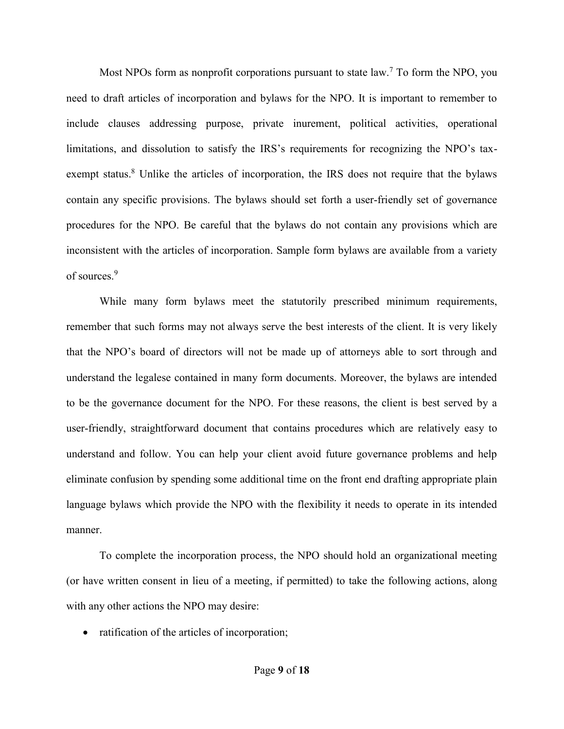Most NPOs form as nonprofit corporations pursuant to state law.[7] To form the NPO, you need to draft articles of incorporation and bylaws for the NPO. It is important to remember to include clauses addressing purpose, private inurement, political activities, operational limitations, and dissolution to satisfy the IRS's requirements for recognizing the NPO's tax-exempt status.[8] Unlike the articles of incorporation, the IRS does not require that the bylaws contain any specific provisions. The bylaws should set forth a user-friendly set of governance procedures for the NPO. Be careful that the bylaws do not contain any provisions which are inconsistent with the articles of incorporation. Sample form bylaws are available from a variety of sources.[9]

While many form bylaws meet the statutorily prescribed minimum requirements, remember that such forms may not always serve the best interests of the client. It is very likely that the NPO's board of directors will not be made up of attorneys able to sort through and understand the legalese contained in many form documents. Moreover, the bylaws are intended to be the governance document for the NPO. For these reasons, the client is best served by a user-friendly, straightforward document that contains procedures which are relatively easy to understand and follow. You can help your client avoid future governance problems and help eliminate confusion by spending some additional time on the front end drafting appropriate plain language bylaws which provide the NPO with the flexibility it needs to operate in its intended manner.

To complete the incorporation process, the NPO should hold an organizational meeting (or have written consent in lieu of a meeting, if permitted) to take the following actions, along with any other actions the NPO may desire:

- ratification of the articles of incorporation;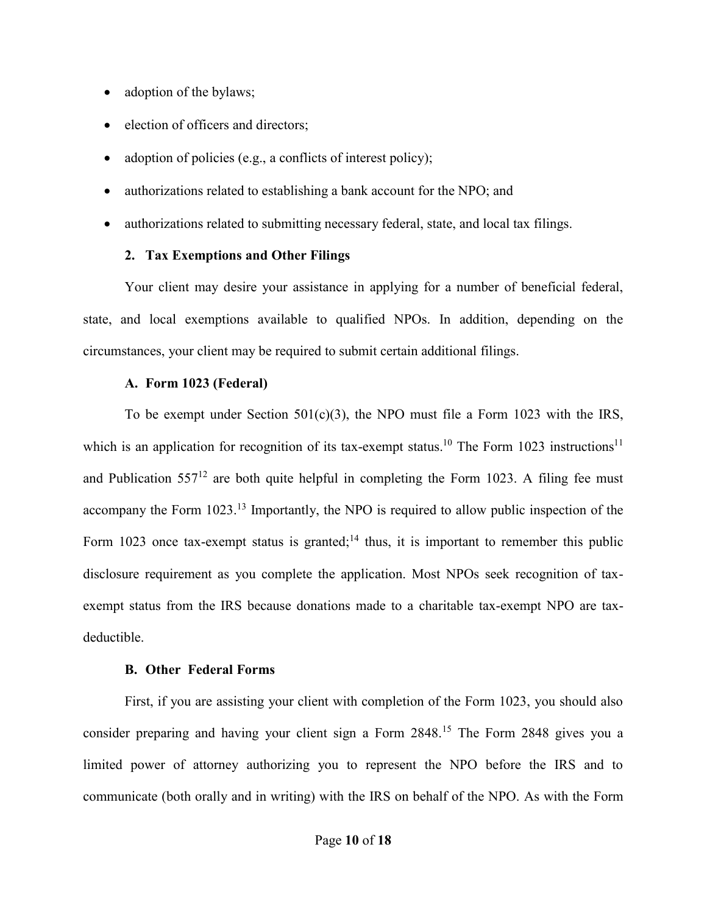- adoption of the bylaws;
- election of officers and directors;
- adoption of policies (e.g., a conflicts of interest policy);
- authorizations related to establishing a bank account for the NPO; and
- authorizations related to submitting necessary federal, state, and local tax filings.

### 2. Tax Exemptions and Other Filings

Your client may desire your assistance in applying for a number of beneficial federal, state, and local exemptions available to qualified NPOs. In addition, depending on the circumstances, your client may be required to submit certain additional filings.

#### A. Form 1023 (Federal)

To be exempt under Section 501(c)(3), the NPO must file a Form 1023 with the IRS, which is an application for recognition of its tax-exempt status.[10] The Form 1023 instructions[11] and Publication 557[12] are both quite helpful in completing the Form 1023. A filing fee must accompany the Form 1023.[13] Importantly, the NPO is required to allow public inspection of the Form 1023 once tax-exempt status is granted;[14] thus, it is important to remember this public disclosure requirement as you complete the application. Most NPOs seek recognition of tax-exempt status from the IRS because donations made to a charitable tax-exempt NPO are tax-deductible.

#### B. Other Federal Forms

First, if you are assisting your client with completion of the Form 1023, you should also consider preparing and having your client sign a Form 2848.[15] The Form 2848 gives you a limited power of attorney authorizing you to represent the NPO before the IRS and to communicate (both orally and in writing) with the IRS on behalf of the NPO. As with the Form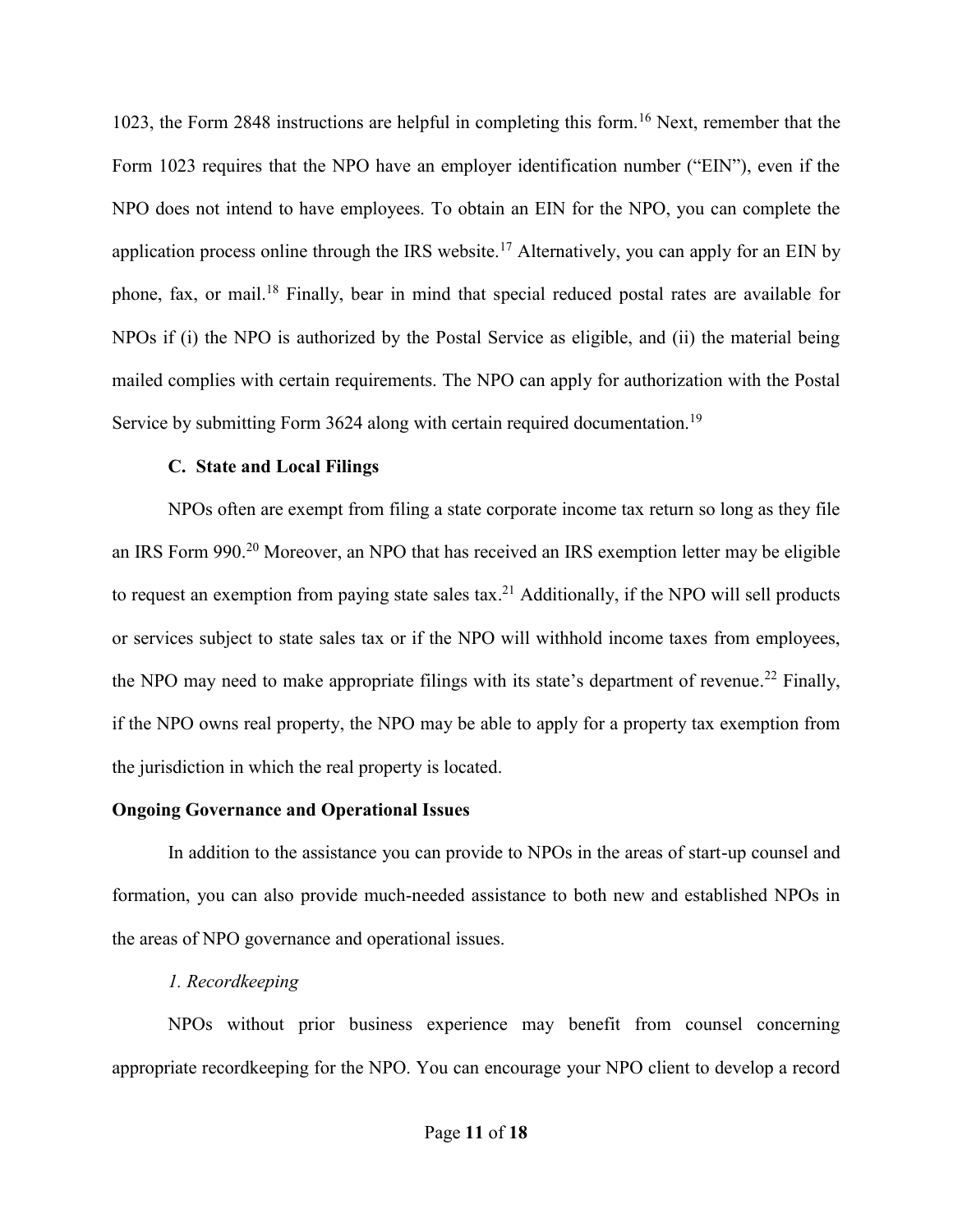1023, the Form 2848 instructions are helpful in completing this form.[16] Next, remember that the Form 1023 requires that the NPO have an employer identification number ("EIN"), even if the NPO does not intend to have employees. To obtain an EIN for the NPO, you can complete the application process online through the IRS website.[17] Alternatively, you can apply for an EIN by phone, fax, or mail.[18] Finally, bear in mind that special reduced postal rates are available for NPOs if (i) the NPO is authorized by the Postal Service as eligible, and (ii) the material being mailed complies with certain requirements. The NPO can apply for authorization with the Postal Service by submitting Form 3624 along with certain required documentation.[19]

### C. State and Local Filings

NPOs often are exempt from filing a state corporate income tax return so long as they file an IRS Form 990.[20] Moreover, an NPO that has received an IRS exemption letter may be eligible to request an exemption from paying state sales tax.[21] Additionally, if the NPO will sell products or services subject to state sales tax or if the NPO will withhold income taxes from employees, the NPO may need to make appropriate filings with its state's department of revenue.[22] Finally, if the NPO owns real property, the NPO may be able to apply for a property tax exemption from the jurisdiction in which the real property is located.

## Ongoing Governance and Operational Issues

In addition to the assistance you can provide to NPOs in the areas of start-up counsel and formation, you can also provide much-needed assistance to both new and established NPOs in the areas of NPO governance and operational issues.

#### *1. Recordkeeping*

NPOs without prior business experience may benefit from counsel concerning appropriate recordkeeping for the NPO. You can encourage your NPO client to develop a record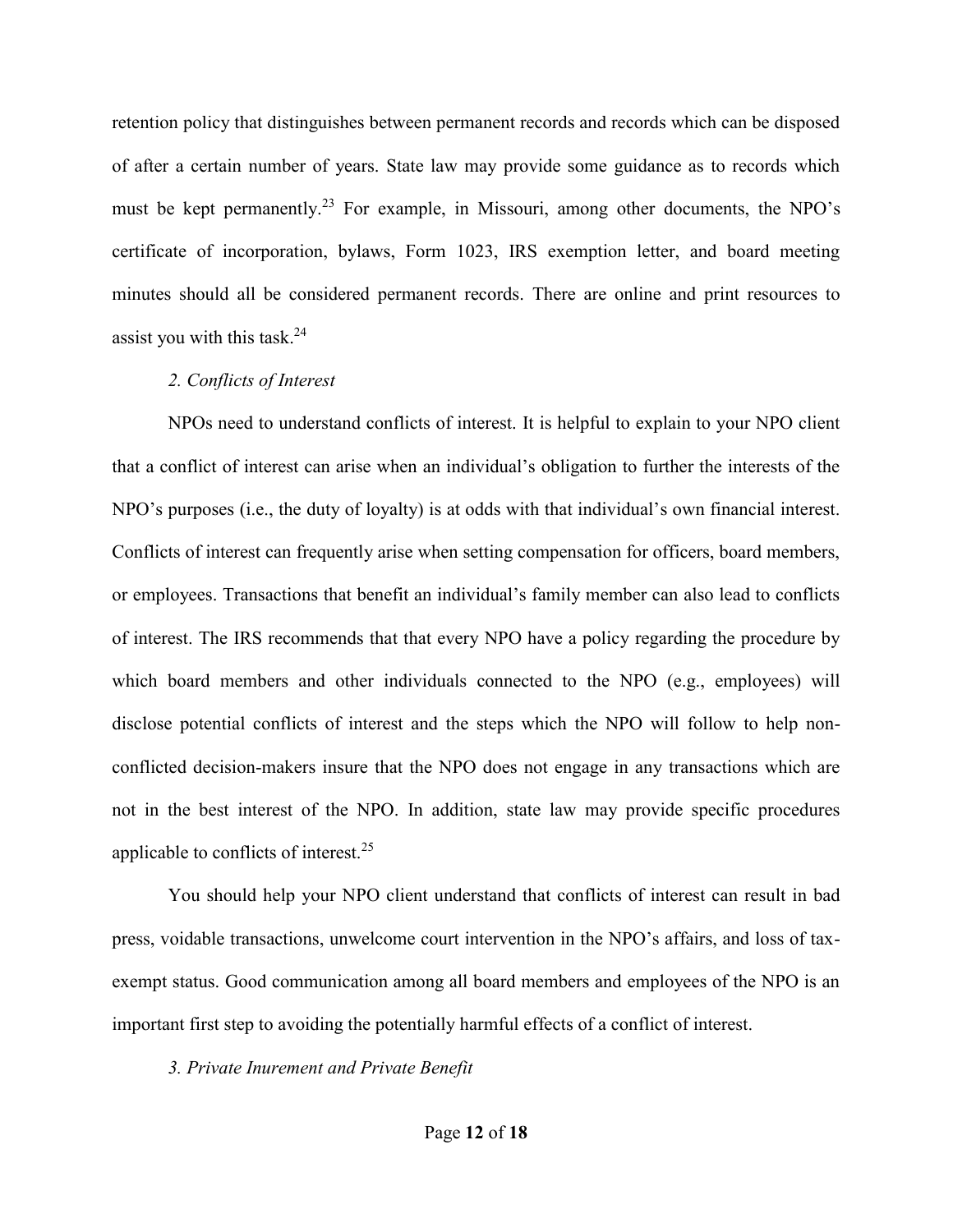retention policy that distinguishes between permanent records and records which can be disposed of after a certain number of years. State law may provide some guidance as to records which must be kept permanently.[23] For example, in Missouri, among other documents, the NPO's certificate of incorporation, bylaws, Form 1023, IRS exemption letter, and board meeting minutes should all be considered permanent records. There are online and print resources to assist you with this task.[24]

*2. Conflicts of Interest*

NPOs need to understand conflicts of interest. It is helpful to explain to your NPO client that a conflict of interest can arise when an individual's obligation to further the interests of the NPO's purposes (i.e., the duty of loyalty) is at odds with that individual's own financial interest. Conflicts of interest can frequently arise when setting compensation for officers, board members, or employees. Transactions that benefit an individual's family member can also lead to conflicts of interest. The IRS recommends that that every NPO have a policy regarding the procedure by which board members and other individuals connected to the NPO (e.g., employees) will disclose potential conflicts of interest and the steps which the NPO will follow to help non-conflicted decision-makers insure that the NPO does not engage in any transactions which are not in the best interest of the NPO. In addition, state law may provide specific procedures applicable to conflicts of interest.[25]

You should help your NPO client understand that conflicts of interest can result in bad press, voidable transactions, unwelcome court intervention in the NPO's affairs, and loss of tax-exempt status. Good communication among all board members and employees of the NPO is an important first step to avoiding the potentially harmful effects of a conflict of interest.

*3. Private Inurement and Private Benefit*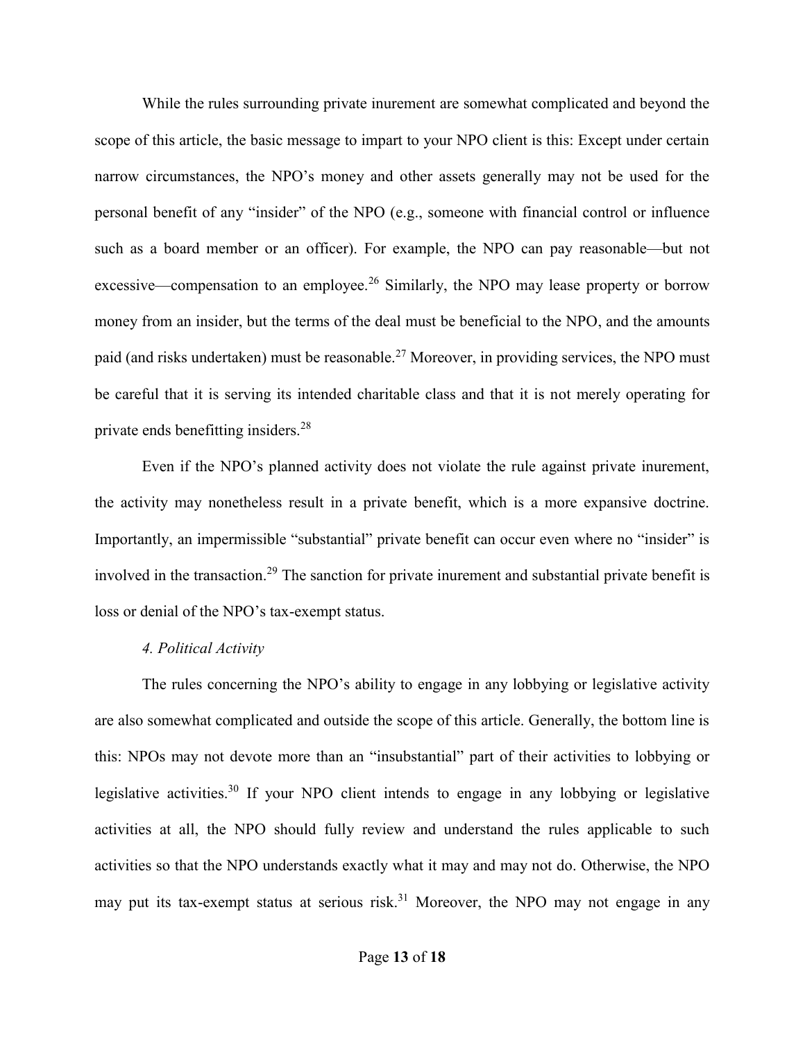While the rules surrounding private inurement are somewhat complicated and beyond the scope of this article, the basic message to impart to your NPO client is this: Except under certain narrow circumstances, the NPO's money and other assets generally may not be used for the personal benefit of any "insider" of the NPO (e.g., someone with financial control or influence such as a board member or an officer). For example, the NPO can pay reasonable—but not excessive—compensation to an employee.[26] Similarly, the NPO may lease property or borrow money from an insider, but the terms of the deal must be beneficial to the NPO, and the amounts paid (and risks undertaken) must be reasonable.[27] Moreover, in providing services, the NPO must be careful that it is serving its intended charitable class and that it is not merely operating for private ends benefitting insiders.[28]

Even if the NPO's planned activity does not violate the rule against private inurement, the activity may nonetheless result in a private benefit, which is a more expansive doctrine. Importantly, an impermissible "substantial" private benefit can occur even where no "insider" is involved in the transaction.[29] The sanction for private inurement and substantial private benefit is loss or denial of the NPO's tax-exempt status.

*4. Political Activity*

The rules concerning the NPO's ability to engage in any lobbying or legislative activity are also somewhat complicated and outside the scope of this article. Generally, the bottom line is this: NPOs may not devote more than an "insubstantial" part of their activities to lobbying or legislative activities.[30] If your NPO client intends to engage in any lobbying or legislative activities at all, the NPO should fully review and understand the rules applicable to such activities so that the NPO understands exactly what it may and may not do. Otherwise, the NPO may put its tax-exempt status at serious risk.[31] Moreover, the NPO may not engage in any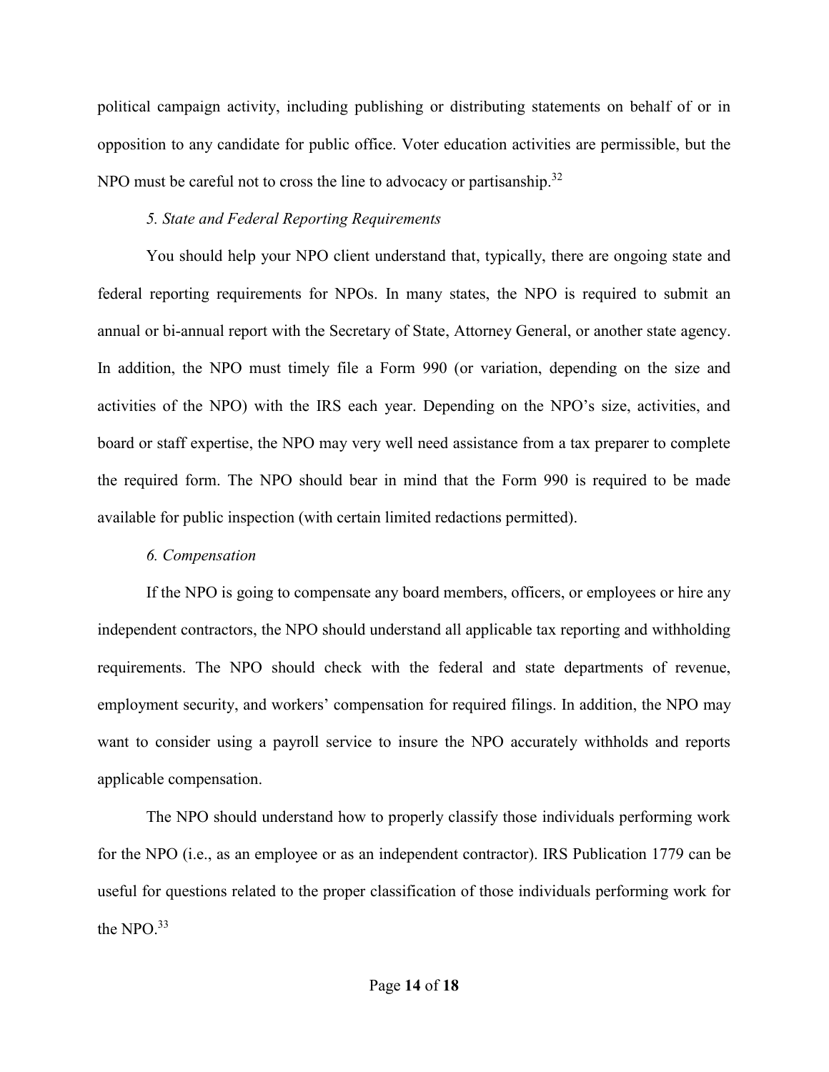political campaign activity, including publishing or distributing statements on behalf of or in opposition to any candidate for public office. Voter education activities are permissible, but the NPO must be careful not to cross the line to advocacy or partisanship.[32]

### *5. State and Federal Reporting Requirements*

You should help your NPO client understand that, typically, there are ongoing state and federal reporting requirements for NPOs. In many states, the NPO is required to submit an annual or bi-annual report with the Secretary of State, Attorney General, or another state agency. In addition, the NPO must timely file a Form 990 (or variation, depending on the size and activities of the NPO) with the IRS each year. Depending on the NPO's size, activities, and board or staff expertise, the NPO may very well need assistance from a tax preparer to complete the required form. The NPO should bear in mind that the Form 990 is required to be made available for public inspection (with certain limited redactions permitted).

### *6. Compensation*

If the NPO is going to compensate any board members, officers, or employees or hire any independent contractors, the NPO should understand all applicable tax reporting and withholding requirements. The NPO should check with the federal and state departments of revenue, employment security, and workers' compensation for required filings. In addition, the NPO may want to consider using a payroll service to insure the NPO accurately withholds and reports applicable compensation.

The NPO should understand how to properly classify those individuals performing work for the NPO (i.e., as an employee or as an independent contractor). IRS Publication 1779 can be useful for questions related to the proper classification of those individuals performing work for the NPO.[33]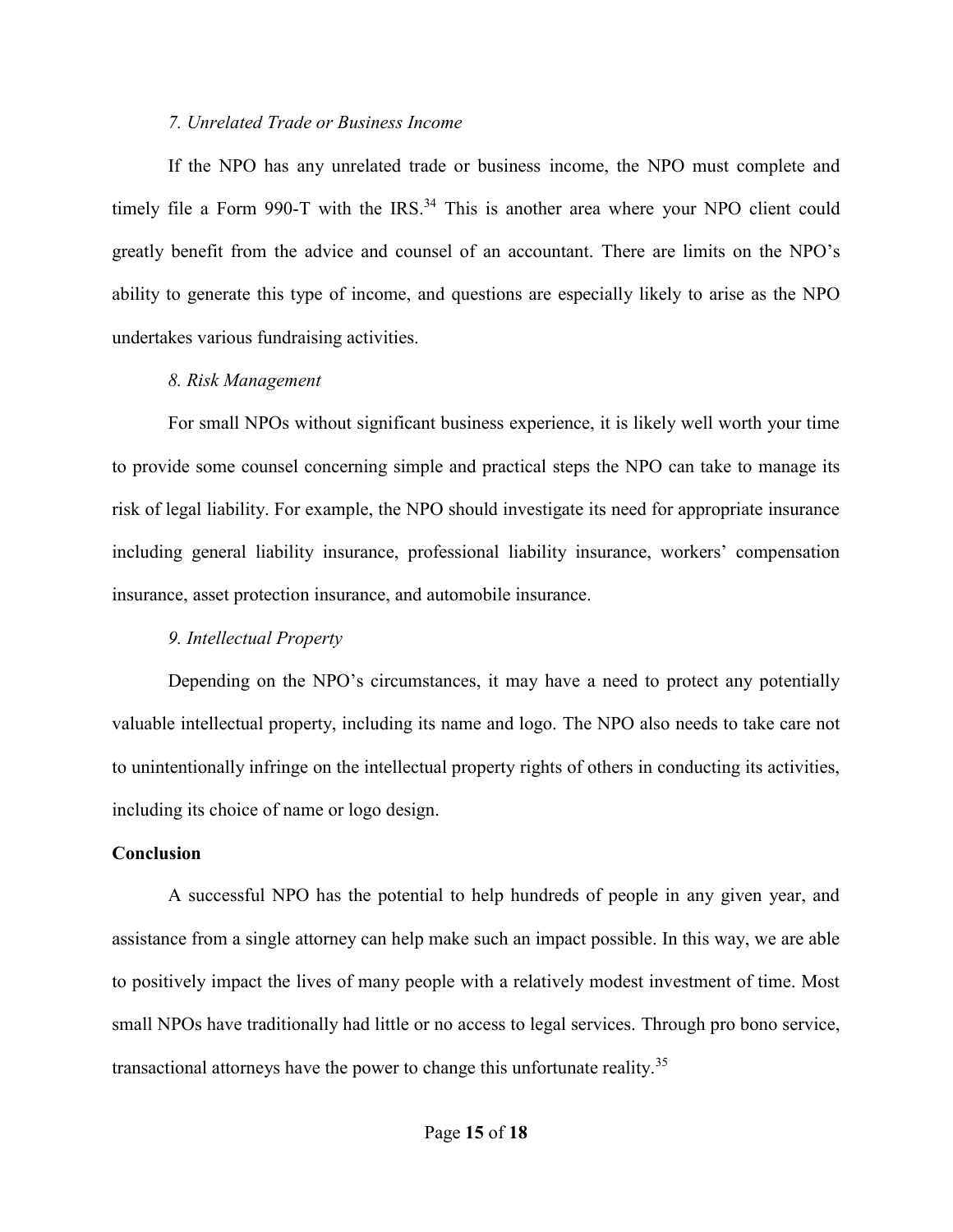*7. Unrelated Trade or Business Income*

If the NPO has any unrelated trade or business income, the NPO must complete and timely file a Form 990-T with the IRS.[34] This is another area where your NPO client could greatly benefit from the advice and counsel of an accountant. There are limits on the NPO's ability to generate this type of income, and questions are especially likely to arise as the NPO undertakes various fundraising activities.

*8. Risk Management*

For small NPOs without significant business experience, it is likely well worth your time to provide some counsel concerning simple and practical steps the NPO can take to manage its risk of legal liability. For example, the NPO should investigate its need for appropriate insurance including general liability insurance, professional liability insurance, workers' compensation insurance, asset protection insurance, and automobile insurance.

*9. Intellectual Property*

Depending on the NPO's circumstances, it may have a need to protect any potentially valuable intellectual property, including its name and logo. The NPO also needs to take care not to unintentionally infringe on the intellectual property rights of others in conducting its activities, including its choice of name or logo design.

**Conclusion**

A successful NPO has the potential to help hundreds of people in any given year, and assistance from a single attorney can help make such an impact possible. In this way, we are able to positively impact the lives of many people with a relatively modest investment of time. Most small NPOs have traditionally had little or no access to legal services. Through pro bono service, transactional attorneys have the power to change this unfortunate reality.[35]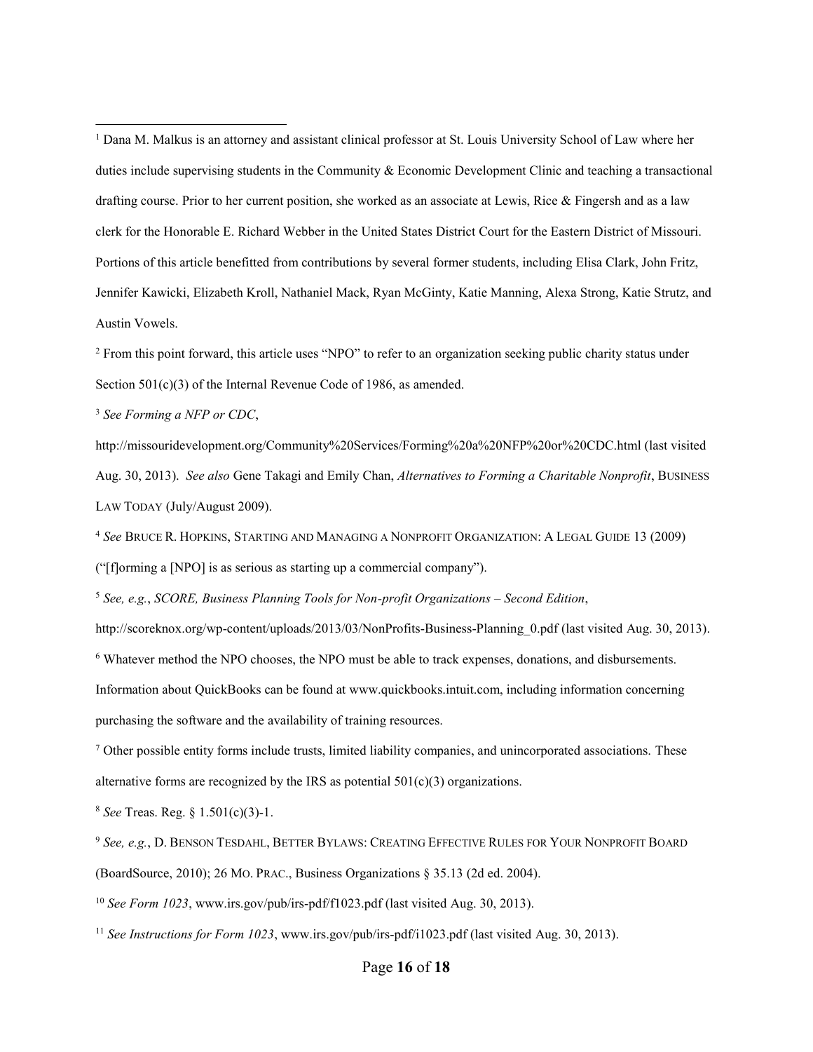[1] Dana M. Malkus is an attorney and assistant clinical professor at St. Louis University School of Law where her duties include supervising students in the Community & Economic Development Clinic and teaching a transactional drafting course. Prior to her current position, she worked as an associate at Lewis, Rice & Fingersh and as a law clerk for the Honorable E. Richard Webber in the United States District Court for the Eastern District of Missouri. Portions of this article benefitted from contributions by several former students, including Elisa Clark, John Fritz, Jennifer Kawicki, Elizabeth Kroll, Nathaniel Mack, Ryan McGinty, Katie Manning, Alexa Strong, Katie Strutz, and Austin Vowels.

[2] From this point forward, this article uses "NPO" to refer to an organization seeking public charity status under Section 501(c)(3) of the Internal Revenue Code of 1986, as amended.

[3] *See Forming a NFP or CDC*, http://missouridevelopment.org/Community%20Services/Forming%20a%20NFP%20or%20CDC.html (last visited Aug. 30, 2013). *See also* Gene Takagi and Emily Chan, *Alternatives to Forming a Charitable Nonprofit*, BUSINESS LAW TODAY (July/August 2009).

[4] *See* BRUCE R. HOPKINS, STARTING AND MANAGING A NONPROFIT ORGANIZATION: A LEGAL GUIDE 13 (2009) ("[f]orming a [NPO] is as serious as starting up a commercial company").

[5] *See, e.g.*, *SCORE, Business Planning Tools for Non-profit Organizations – Second Edition*, http://scoreknox.org/wp-content/uploads/2013/03/NonProfits-Business-Planning_0.pdf (last visited Aug. 30, 2013).

[6] Whatever method the NPO chooses, the NPO must be able to track expenses, donations, and disbursements. Information about QuickBooks can be found at www.quickbooks.intuit.com, including information concerning purchasing the software and the availability of training resources.

[7] Other possible entity forms include trusts, limited liability companies, and unincorporated associations. These alternative forms are recognized by the IRS as potential 501(c)(3) organizations.

[8] *See* Treas. Reg. § 1.501(c)(3)-1.

[9] *See, e.g.*, D. BENSON TESDAHL, BETTER BYLAWS: CREATING EFFECTIVE RULES FOR YOUR NONPROFIT BOARD (BoardSource, 2010); 26 MO. PRAC., Business Organizations § 35.13 (2d ed. 2004).

[10] *See Form 1023*, www.irs.gov/pub/irs-pdf/f1023.pdf (last visited Aug. 30, 2013).

[11] *See Instructions for Form 1023*, www.irs.gov/pub/irs-pdf/i1023.pdf (last visited Aug. 30, 2013).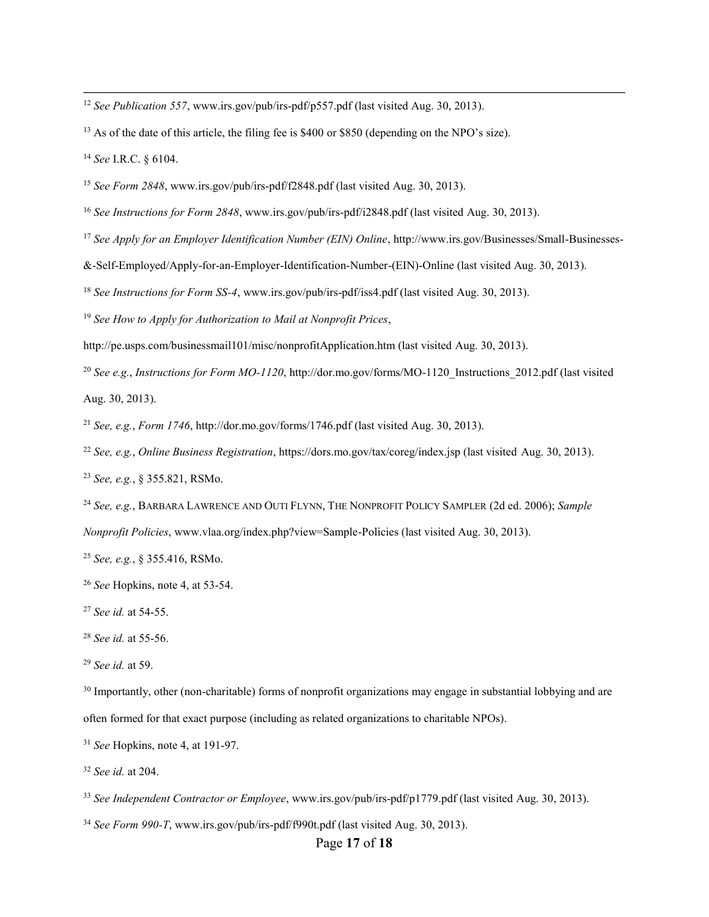[12] *See Publication 557*, www.irs.gov/pub/irs-pdf/p557.pdf (last visited Aug. 30, 2013).

[13] As of the date of this article, the filing fee is $400 or $850 (depending on the NPO's size).

[14] *See* I.R.C. § 6104.

[15] *See Form 2848*, www.irs.gov/pub/irs-pdf/f2848.pdf (last visited Aug. 30, 2013).

[16] *See Instructions for Form 2848*, www.irs.gov/pub/irs-pdf/i2848.pdf (last visited Aug. 30, 2013).

[17] *See Apply for an Employer Identification Number (EIN) Online*, http://www.irs.gov/Businesses/Small-Businesses-&-Self-Employed/Apply-for-an-Employer-Identification-Number-(EIN)-Online (last visited Aug. 30, 2013).

[18] *See Instructions for Form SS-4*, www.irs.gov/pub/irs-pdf/iss4.pdf (last visited Aug. 30, 2013).

[19] *See How to Apply for Authorization to Mail at Nonprofit Prices*, http://pe.usps.com/businessmail101/misc/nonprofitApplication.htm (last visited Aug. 30, 2013).

[20] *See e.g.*, *Instructions for Form MO-1120*, http://dor.mo.gov/forms/MO-1120_Instructions_2012.pdf (last visited Aug. 30, 2013).

[21] *See, e.g.*, *Form 1746*, http://dor.mo.gov/forms/1746.pdf (last visited Aug. 30, 2013).

[22] *See, e.g.*, *Online Business Registration*, https://dors.mo.gov/tax/coreg/index.jsp (last visited Aug. 30, 2013).

[23] *See, e.g.*, § 355.821, RSMo.

[24] *See, e.g.*, BARBARA LAWRENCE AND OUTI FLYNN, THE NONPROFIT POLICY SAMPLER (2d ed. 2006); *Sample Nonprofit Policies*, www.vlaa.org/index.php?view=Sample-Policies (last visited Aug. 30, 2013).

[25] *See, e.g.*, § 355.416, RSMo.

[26] *See* Hopkins, note 4, at 53-54.

[27] *See id.* at 54-55.

[28] *See id.* at 55-56.

[29] *See id.* at 59.

[30] Importantly, other (non-charitable) forms of nonprofit organizations may engage in substantial lobbying and are often formed for that exact purpose (including as related organizations to charitable NPOs).

[31] *See* Hopkins, note 4, at 191-97.

[32] *See id.* at 204.

[33] *See Independent Contractor or Employee*, www.irs.gov/pub/irs-pdf/p1779.pdf (last visited Aug. 30, 2013).

[34] *See Form 990-T*, www.irs.gov/pub/irs-pdf/f990t.pdf (last visited Aug. 30, 2013).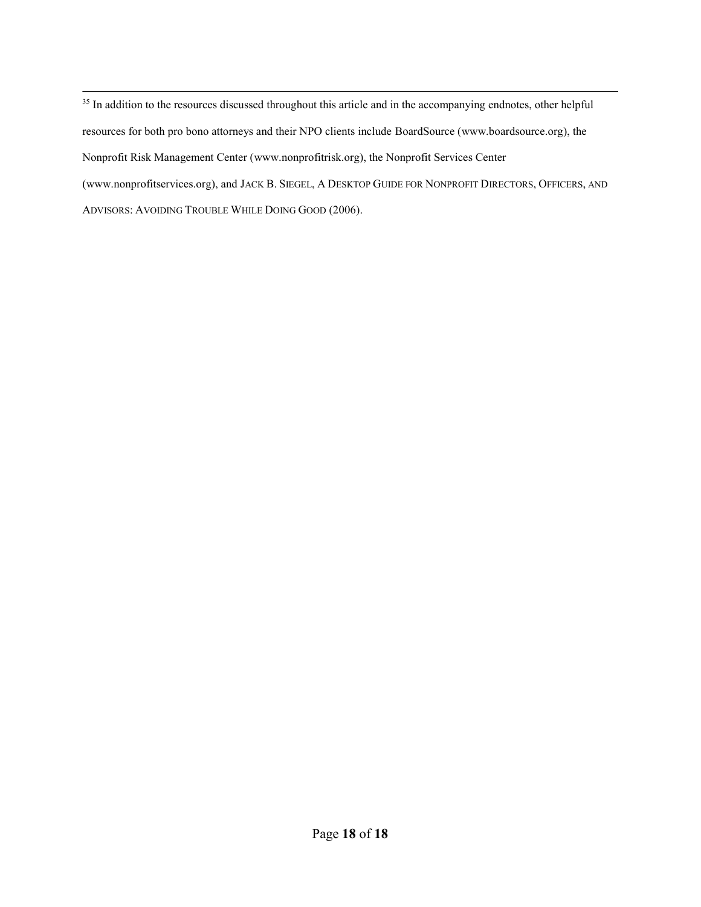[35] In addition to the resources discussed throughout this article and in the accompanying endnotes, other helpful resources for both pro bono attorneys and their NPO clients include BoardSource (www.boardsource.org), the Nonprofit Risk Management Center (www.nonprofitrisk.org), the Nonprofit Services Center (www.nonprofitservices.org), and JACK B. SIEGEL, A DESKTOP GUIDE FOR NONPROFIT DIRECTORS, OFFICERS, AND ADVISORS: AVOIDING TROUBLE WHILE DOING GOOD (2006).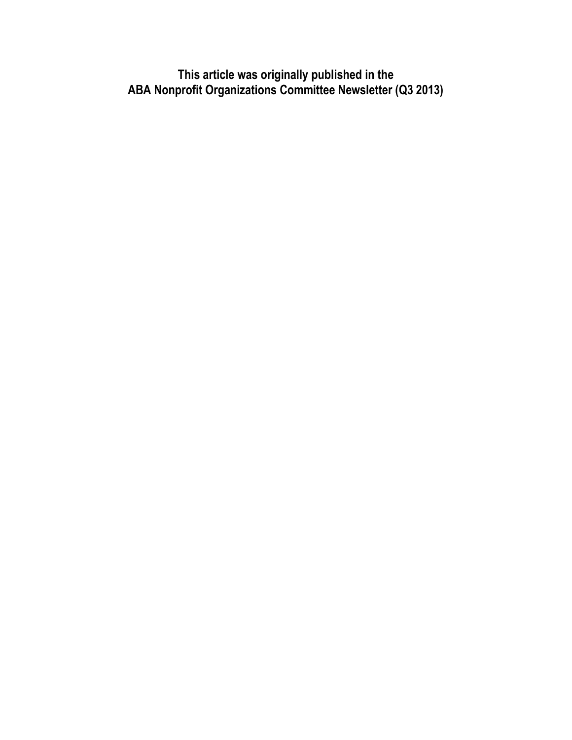**This article was originally published in the ABA Nonprofit Organizations Committee Newsletter (Q3 2013)**